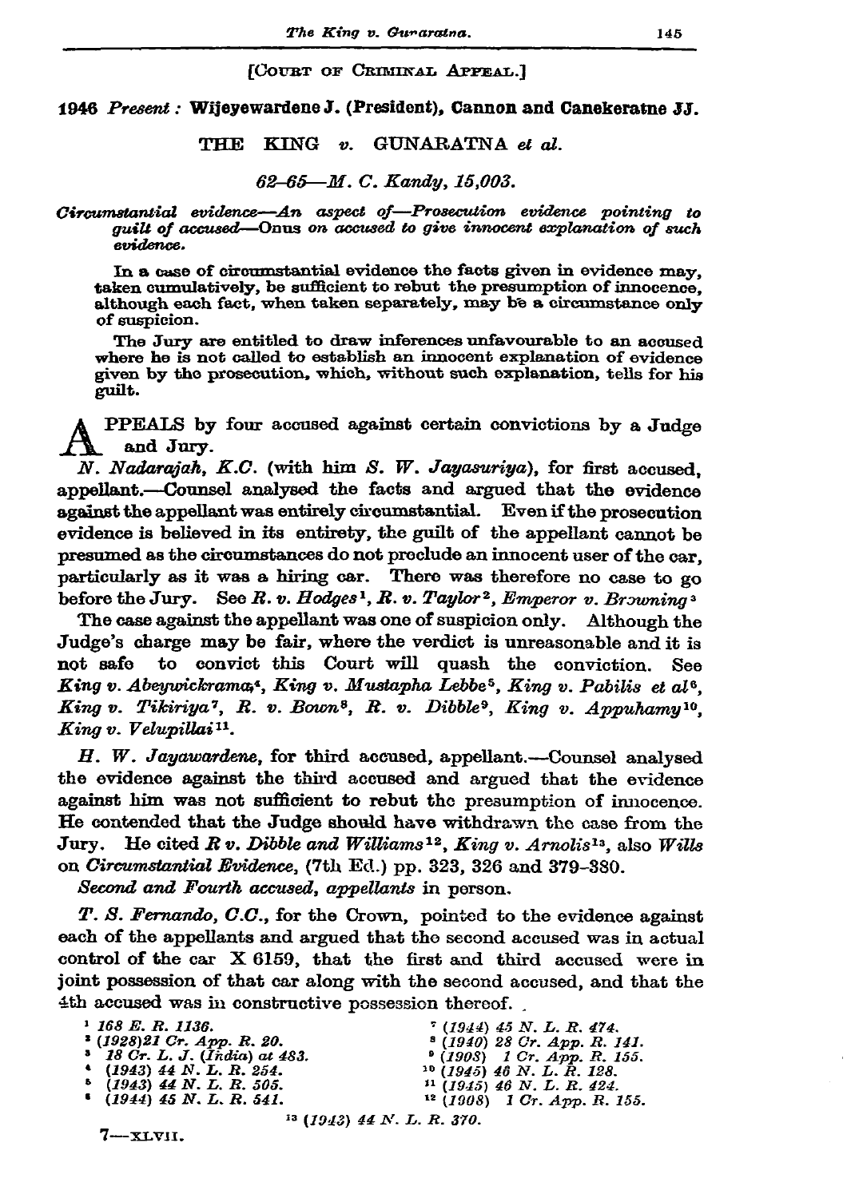[COURT OF CRIMINAL APPEAL.]

**1946** *Present* : **Wijeyewardene J. (President), Cannon and Canekeratne JJ.**

THE KING *v.* GUNARATNA *et al.*

*62–65—M. C. Kandy, 15,003.*

*Circumstantial evidence—An aspect of—Prosecution evidence pointing to guilt of accused—*Onus *on accused to give innocent explanation of such evidence.*

In a case of circumstantial evidence the facts given in evidence may, taken cumulatively, be sufficient to rebut the presumption of innocence, although each fact, when taken separately, may be a circumstance only of suspicion.

The Jury are entitled to draw inferences unfavourable to an accused where he is not called to establish an innocent explanation of evidence given by the prosecution, which, without such explanation, tells for his guilt.

APPEALS by four accused against certain convictions by a Judge and Jury.

*N. Nadarajah, K.C.* (with him *S. W. Jayasuriya*), for first accused, appellant.—Counsel analysed the facts and argued that the evidence against the appellant was entirely circumstantial. Even if the prosecution evidence is believed in its entirety, the guilt of the appellant cannot be presumed as the circumstances do not preclude an innocent user of the car, particularly as it was a hiring car. There was therefore no case to go before the Jury. See *R. v. Hodges*[1], *R. v. Taylor*[2], *Emperor v. Browning*[3]

The case against the appellant was one of suspicion only. Although the Judge's charge may be fair, where the verdict is unreasonable and it is not safe to convict this Court will quash the conviction. See *King v. Abeywickrama*[4], *King v. Mustapha Lebbe*[5], *King v. Pabilis et al*[6], *King v. Tikiriya*[7], *R. v. Bown*[8], *R. v. Dibble*[9], *King v. Appuhamy*[10], *King v. Velupillai*[11].

*H. W. Jayawardene*, for third accused, appellant.—Counsel analysed the evidence against the third accused and argued that the evidence against him was not sufficient to rebut the presumption of innocence. He contended that the Judge should have withdrawn the case from the Jury. He cited *R v. Dibble and Williams*[12], *King v. Arnolis*[13], also *Wills* on *Circumstantial Evidence*, (7th Ed.) pp. 323, 326 and 379–380.

*Second and Fourth accused, appellants* in person.

*T. S. Fernando, C.C.*, for the Crown, pointed to the evidence against each of the appellants and argued that the second accused was in actual control of the car X 6159, that the first and third accused were in joint possession of that car along with the second accused, and that the 4th accused was in constructive possession thereof.

[1] *168 E. R. 1136.*
[2] *(1928) 21 Cr. App. R. 20.*
[3] *18 Cr. L. J. (India) at 483.*
[4] *(1943) 44 N. L. R. 254.*
[5] *(1943) 44 N. L. R. 505.*
[6] *(1944) 45 N. L. R. 541.*
[7] *(1944) 45 N. L. R. 474.*
[8] *(1940) 28 Cr. App. R. 141.*
[9] *(1908) 1 Cr. App. R. 155.*
[10] *(1945) 46 N. L. R. 128.*
[11] *(1945) 46 N. L. R. 424.*
[12] *(1908) 1 Cr. App. R. 155.*
[13] *(1943) 44 N. L. R. 370.*

7—XLVII.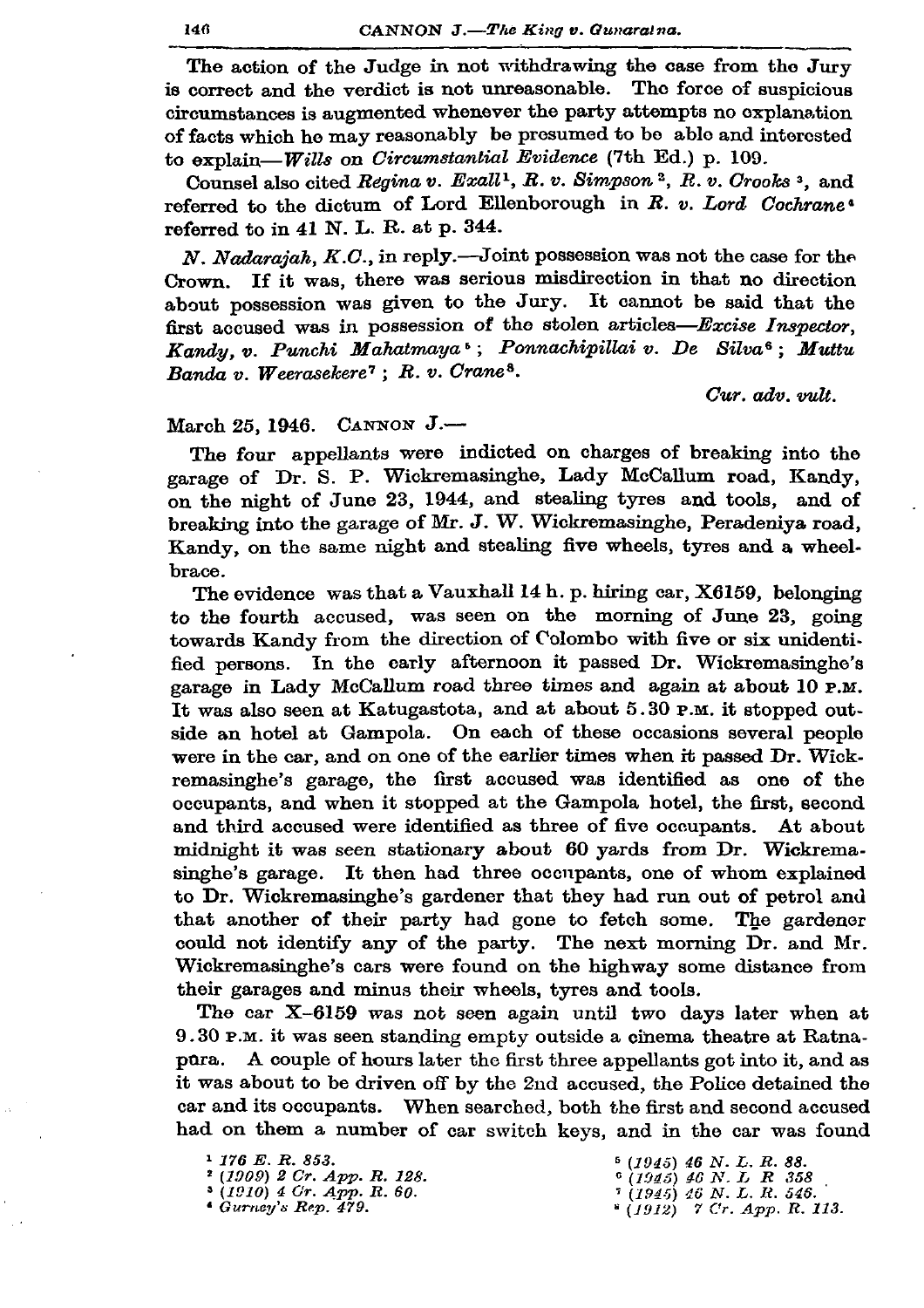The action of the Judge in not withdrawing the case from the Jury is correct and the verdict is not unreasonable. The force of suspicious circumstances is augmented whenever the party attempts no explanation of facts which he may reasonably be presumed to be able and interested to explain—*Wills on Circumstantial Evidence* (7th Ed.) p. 109.

Counsel also cited *Regina v. Exall*[1], *R. v. Simpson*[2], *R. v. Crooks*[3], and referred to the dictum of Lord Ellenborough in *R. v. Lord Cochrane*[4] referred to in 41 N. L. R. at p. 344.

*N. Nadarajah, K.C.*, in reply.—Joint possession was not the case for the Crown. If it was, there was serious misdirection in that no direction about possession was given to the Jury. It cannot be said that the first accused was in possession of the stolen articles—*Excise Inspector, Kandy, v. Punchi Mahatmaya*[5]; *Ponnachipillai v. De Silva*[6]; *Muttu Banda v. Weerasekere*[7]; *R. v. Crane*[8].

*Cur. adv. vult.*

March 25, 1946. CANNON J.—

The four appellants were indicted on charges of breaking into the garage of Dr. S. P. Wickremasinghe, Lady McCallum road, Kandy, on the night of June 23, 1944, and stealing tyres and tools, and of breaking into the garage of Mr. J. W. Wickremasinghe, Peradeniya road, Kandy, on the same night and stealing five wheels, tyres and a wheel-brace.

The evidence was that a Vauxhall 14 h. p. hiring car, X6159, belonging to the fourth accused, was seen on the morning of June 23, going towards Kandy from the direction of Colombo with five or six unidentified persons. In the early afternoon it passed Dr. Wickremasinghe's garage in Lady McCallum road three times and again at about 10 P.M. It was also seen at Katugastota, and at about 5.30 P.M. it stopped outside an hotel at Gampola. On each of these occasions several people were in the car, and on one of the earlier times when it passed Dr. Wickremasinghe's garage, the first accused was identified as one of the occupants, and when it stopped at the Gampola hotel, the first, second and third accused were identified as three of five occupants. At about midnight it was seen stationary about 60 yards from Dr. Wickremasinghe's garage. It then had three occupants, one of whom explained to Dr. Wickremasinghe's gardener that they had run out of petrol and that another of their party had gone to fetch some. The gardener could not identify any of the party. The next morning Dr. and Mr. Wickremasinghe's cars were found on the highway some distance from their garages and minus their wheels, tyres and tools.

The car X-6159 was not seen again until two days later when at 9.30 P.M. it was seen standing empty outside a cinema theatre at Ratnapura. A couple of hours later the first three appellants got into it, and as it was about to be driven off by the 2nd accused, the Police detained the car and its occupants. When searched, both the first and second accused had on them a number of car switch keys, and in the car was found

[1] 176 E. R. 853.
[2] (1909) 2 Cr. App. R. 128.
[3] (1910) 4 Cr. App. R. 60.
[4] Gurney's Rep. 479.
[5] (1945) 46 N. L. R. 88.
[6] (1945) 46 N. L R 358
[7] (1945) 46 N. L. R. 546.
[8] (1912) 7 Cr. App. R. 113.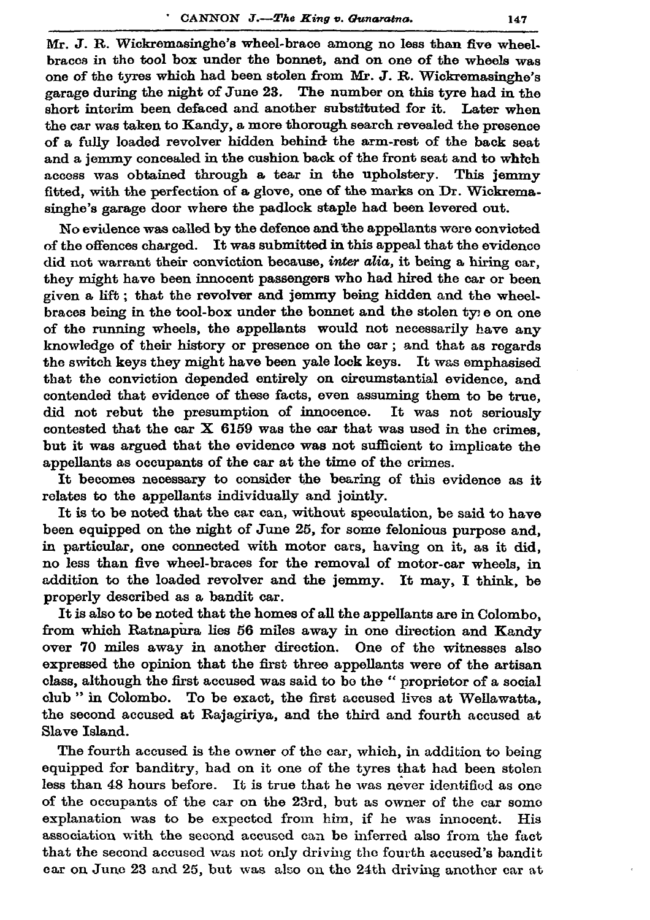Mr. J. R. Wickremasinghe's wheel-brace among no less than five wheel-braces in the tool box under the bonnet, and on one of the wheels was one of the tyres which had been stolen from Mr. J. R. Wickremasinghe's garage during the night of June 23. The number on this tyre had in the short interim been defaced and another substituted for it. Later when the car was taken to Kandy, a more thorough search revealed the presence of a fully loaded revolver hidden behind the arm-rest of the back seat and a jemmy concealed in the cushion back of the front seat and to which access was obtained through a tear in the upholstery. This jemmy fitted, with the perfection of a glove, one of the marks on Dr. Wickremasinghe's garage door where the padlock staple had been levered out.

No evidence was called by the defence and the appellants were convicted of the offences charged. It was submitted in this appeal that the evidence did not warrant their conviction because, *inter alia*, it being a hiring car, they might have been innocent passengers who had hired the car or been given a lift; that the revolver and jemmy being hidden and the wheel-braces being in the tool-box under the bonnet and the stolen tyre on one of the running wheels, the appellants would not necessarily have any knowledge of their history or presence on the car; and that as regards the switch keys they might have been yale lock keys. It was emphasised that the conviction depended entirely on circumstantial evidence, and contended that evidence of these facts, even assuming them to be true, did not rebut the presumption of innocence. It was not seriously contested that the car X 6159 was the car that was used in the crimes, but it was argued that the evidence was not sufficient to implicate the appellants as occupants of the car at the time of the crimes.

It becomes necessary to consider the bearing of this evidence as it relates to the appellants individually and jointly.

It is to be noted that the car can, without speculation, be said to have been equipped on the night of June 25, for some felonious purpose and, in particular, one connected with motor cars, having on it, as it did, no less than five wheel-braces for the removal of motor-car wheels, in addition to the loaded revolver and the jemmy. It may, I think, be properly described as a bandit car.

It is also to be noted that the homes of all the appellants are in Colombo, from which Ratnapura lies 56 miles away in one direction and Kandy over 70 miles away in another direction. One of the witnesses also expressed the opinion that the first three appellants were of the artisan class, although the first accused was said to be the "proprietor of a social club" in Colombo. To be exact, the first accused lives at Wellawatta, the second accused at Rajagiriya, and the third and fourth accused at Slave Island.

The fourth accused is the owner of the car, which, in addition to being equipped for banditry, had on it one of the tyres that had been stolen less than 48 hours before. It is true that he was never identified as one of the occupants of the car on the 23rd, but as owner of the car some explanation was to be expected from him, if he was innocent. His association with the second accused can be inferred also from the fact that the second accused was not only driving the fourth accused's bandit car on June 23 and 25, but was also on the 24th driving another car at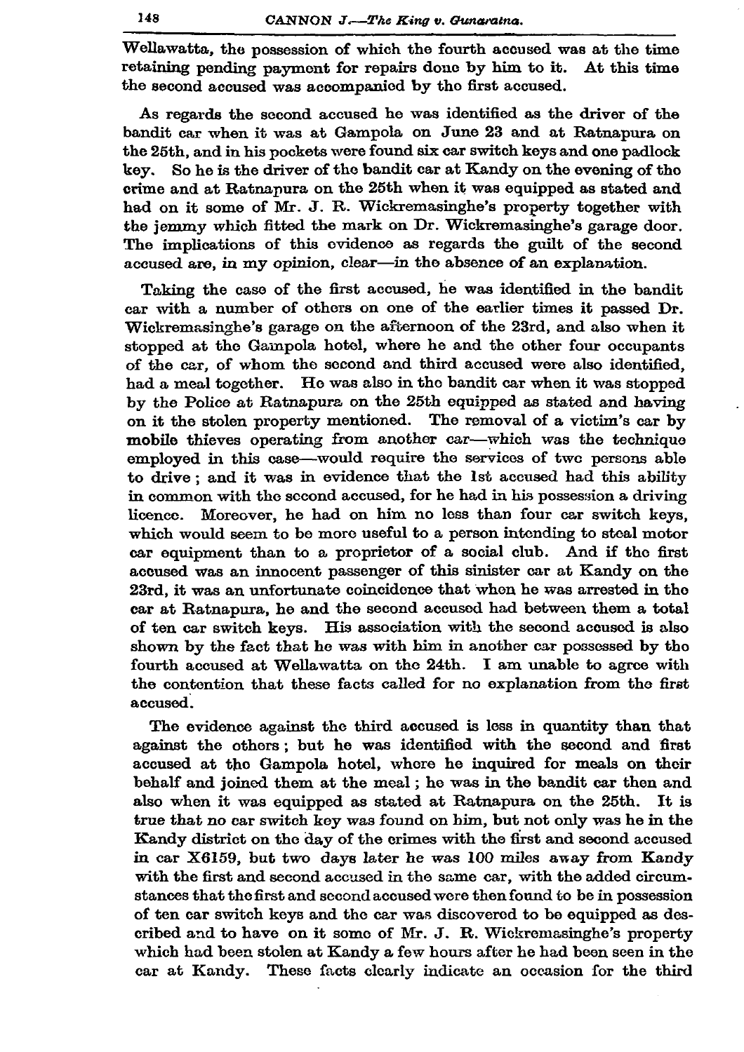Wellawatta, the possession of which the fourth accused was at the time retaining pending payment for repairs done by him to it. At this time the second accused was accompanied by the first accused.

As regards the second accused he was identified as the driver of the bandit car when it was at Gampola on June 23 and at Ratnapura on the 25th, and in his pockets were found six car switch keys and one padlock key. So he is the driver of the bandit car at Kandy on the evening of the crime and at Ratnapura on the 25th when it was equipped as stated and had on it some of Mr. J. R. Wickremasinghe's property together with the jemmy which fitted the mark on Dr. Wickremasinghe's garage door. The implications of this evidence as regards the guilt of the second accused are, in my opinion, clear—in the absence of an explanation.

Taking the case of the first accused, he was identified in the bandit car with a number of others on one of the earlier times it passed Dr. Wickremasinghe's garage on the afternoon of the 23rd, and also when it stopped at the Gampola hotel, where he and the other four occupants of the car, of whom the second and third accused were also identified, had a meal together. He was also in the bandit car when it was stopped by the Police at Ratnapura on the 25th equipped as stated and having on it the stolen property mentioned. The removal of a victim's car by mobile thieves operating from another car—which was the technique employed in this case—would require the services of two persons able to drive; and it was in evidence that the 1st accused had this ability in common with the second accused, for he had in his possession a driving licence. Moreover, he had on him no less than four car switch keys, which would seem to be more useful to a person intending to steal motor car equipment than to a proprietor of a social club. And if the first accused was an innocent passenger of this sinister car at Kandy on the 23rd, it was an unfortunate coincidence that when he was arrested in the car at Ratnapura, he and the second accused had between them a total of ten car switch keys. His association with the second accused is also shown by the fact that he was with him in another car possessed by the fourth accused at Wellawatta on the 24th. I am unable to agree with the contention that these facts called for no explanation from the first accused.

The evidence against the third accused is less in quantity than that against the others; but he was identified with the second and first accused at the Gampola hotel, where he inquired for meals on their behalf and joined them at the meal; he was in the bandit car then and also when it was equipped as stated at Ratnapura on the 25th. It is true that no car switch key was found on him, but not only was he in the Kandy district on the day of the crimes with the first and second accused in car X6159, but two days later he was 100 miles away from Kandy with the first and second accused in the same car, with the added circumstances that the first and second accused were then found to be in possession of ten car switch keys and the car was discovered to be equipped as described and to have on it some of Mr. J. R. Wickremasinghe's property which had been stolen at Kandy a few hours after he had been seen in the car at Kandy. These facts clearly indicate an occasion for the third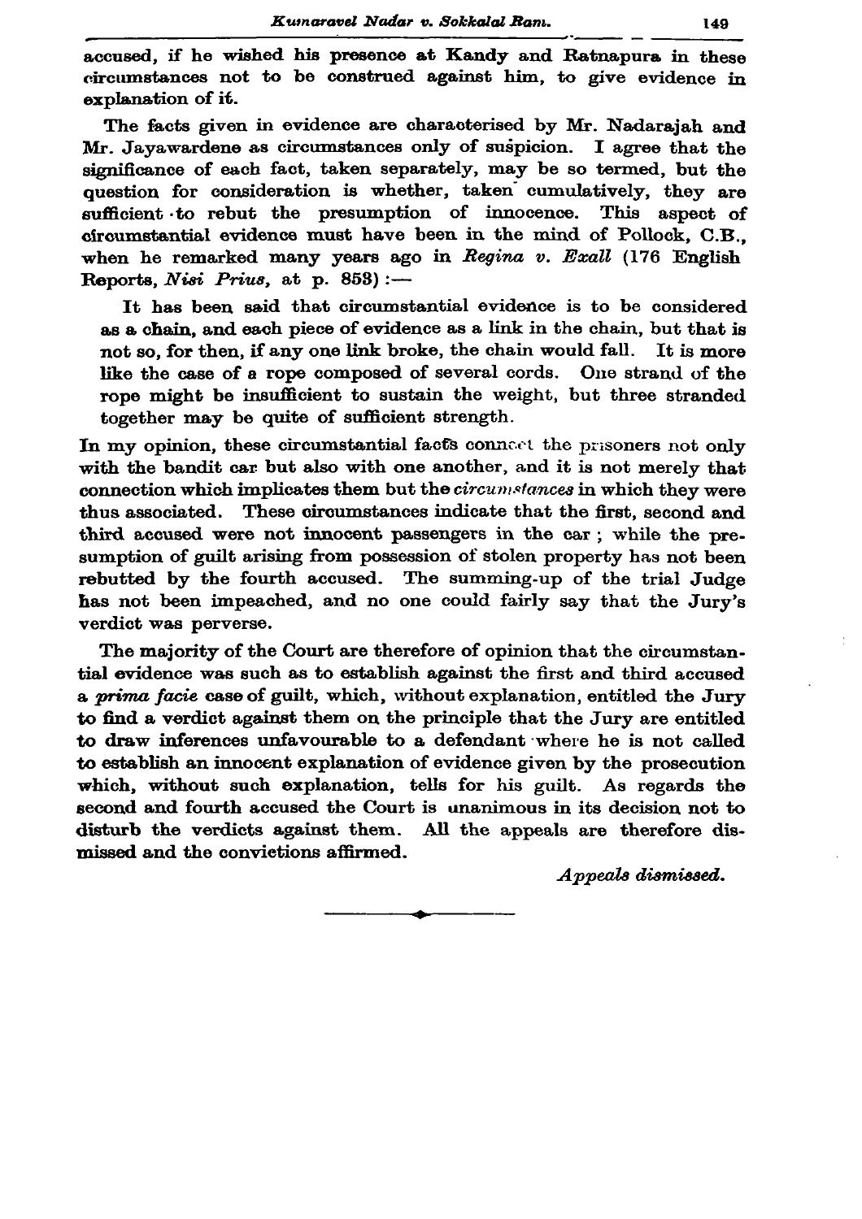accused, if he wished his presence at Kandy and Ratnapura in these circumstances not to be construed against him, to give evidence in explanation of it.

The facts given in evidence are characterised by Mr. Nadarajah and Mr. Jayawardene as circumstances only of suspicion. I agree that the significance of each fact, taken separately, may be so termed, but the question for consideration is whether, taken cumulatively, they are sufficient to rebut the presumption of innocence. This aspect of circumstantial evidence must have been in the mind of Pollock, C.B., when he remarked many years ago in *Regina v. Exall* (176 English Reports, *Nisi Prius*, at p. 853) :—

> It has been said that circumstantial evidence is to be considered as a chain, and each piece of evidence as a link in the chain, but that is not so, for then, if any one link broke, the chain would fall. It is more like the case of a rope composed of several cords. One strand of the rope might be insufficient to sustain the weight, but three stranded together may be quite of sufficient strength.

In my opinion, these circumstantial facts connect the prisoners not only with the bandit car but also with one another, and it is not merely that connection which implicates them but the *circumstances* in which they were thus associated. These circumstances indicate that the first, second and third accused were not innocent passengers in the car ; while the presumption of guilt arising from possession of stolen property has not been rebutted by the fourth accused. The summing-up of the trial Judge has not been impeached, and no one could fairly say that the Jury's verdict was perverse.

The majority of the Court are therefore of opinion that the circumstantial evidence was such as to establish against the first and third accused a *prima facie* case of guilt, which, without explanation, entitled the Jury to find a verdict against them on the principle that the Jury are entitled to draw inferences unfavourable to a defendant where he is not called to establish an innocent explanation of evidence given by the prosecution which, without such explanation, tells for his guilt. As regards the second and fourth accused the Court is unanimous in its decision not to disturb the verdicts against them. All the appeals are therefore dismissed and the convictions affirmed.

*Appeals dismissed.*